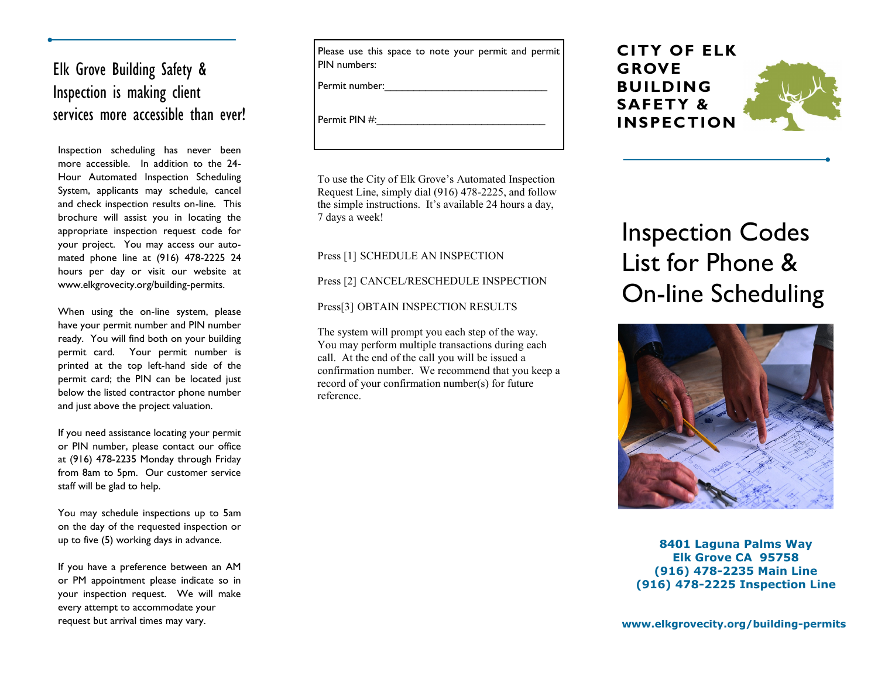## Elk Grove Building Safety & Inspection is making client services more accessible than ever!

Inspection scheduling has never been more accessible. In addition to the 24-Hour Automated Inspection Scheduling System, applicants may schedule, cancel and check inspection results on-line. This brochure will assist you in locating the appropriate inspection request code for your project. You may access our automated phone line at (916) 478-2225 24 hours per day or visit our website at www.elkgrovecity.org/building-permits.

When using the on-line system, please have your permit number and PIN number ready. You will find both on your building permit card. Your permit number is printed at the top left-hand side of the permit card; the PIN can be located just below the listed contractor phone number and just above the project valuation.

If you need assistance locating your permit or PIN number, please contact our office at (916) 478-2235 Monday through Friday from 8am to 5pm. Our customer service staff will be glad to help.

You may schedule inspections up to 5am on the day of the requested inspection or up to five (5) working days in advance.

If you have a preference between an AM or PM appointment please indicate so in your inspection request. We will make every attempt to accommodate your request but arrival times may vary.

Please use this space to note your permit and permit PIN numbers:

Permit number:______________________________

Permit PIN #:______________________________

To use the City of Elk Grove's Automated Inspection Request Line, simply dial (916) 478-2225, and follow the simple instructions. It's available 24 hours a day, 7 days a week!

Press [1] SCHEDULE AN INSPECTION

Press [2] CANCEL/RESCHEDULE INSPECTION

Press[3] OBTAIN INSPECTION RESULTS

The system will prompt you each step of the way. You may perform multiple transactions during each call. At the end of the call you will be issued a confirmation number. We recommend that you keep a record of your confirmation number(s) for future reference.

# CITY OF ELK GROVE BUILDING SAFETY & INSPECTION

# Inspection Codes List for Phone & On-line Scheduling

**8401 Laguna Palms Way**
**Elk Grove CA 95758**
**(916) 478-2235 Main Line**
**(916) 478-2225 Inspection Line**

**www.elkgrovecity.org/building-permits**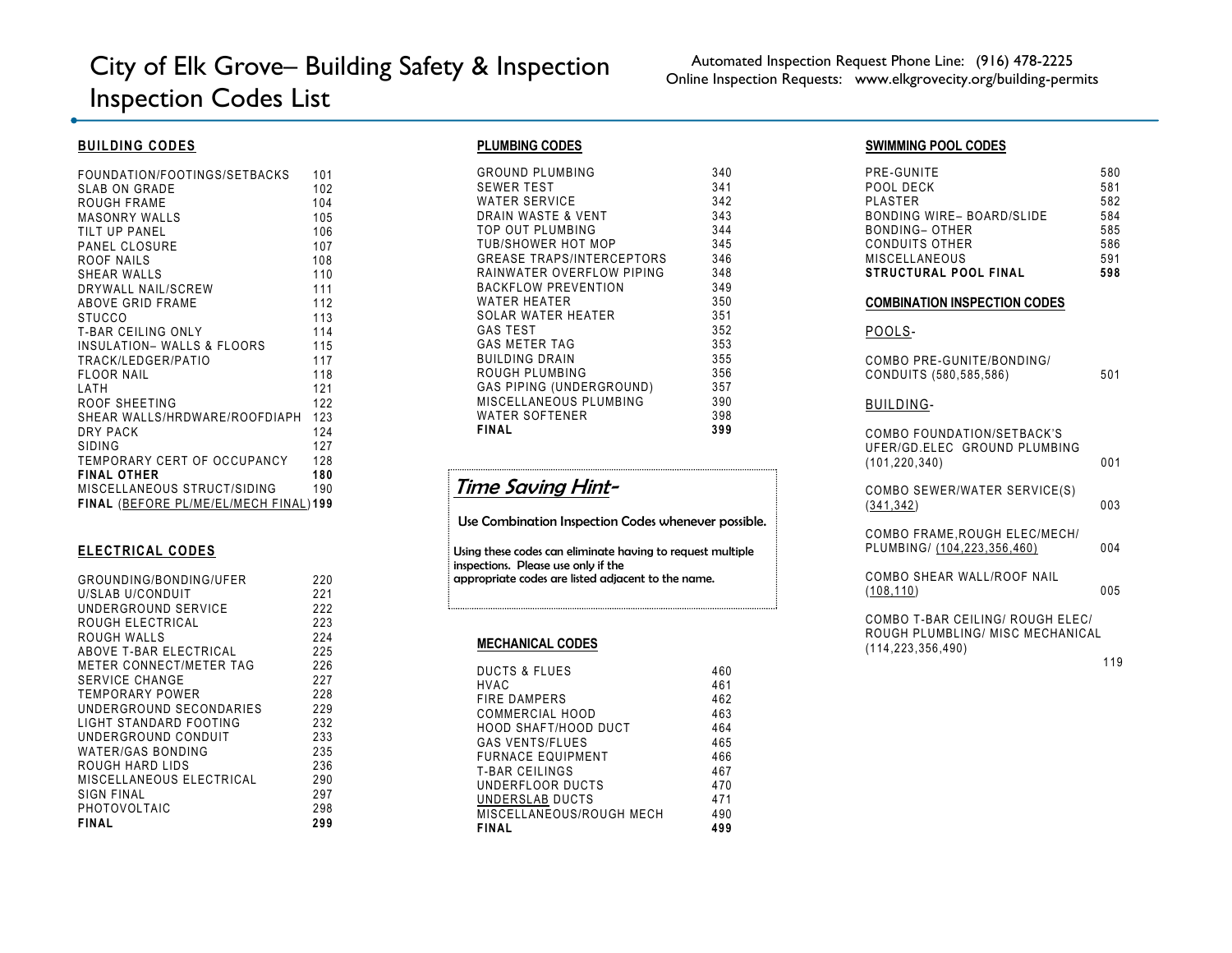# City of Elk Grove– Building Safety & Inspection Inspection Codes List

Automated Inspection Request Phone Line: (916) 478-2225
Online Inspection Requests: www.elkgrovecity.org/building-permits

## BUILDING CODES

| | |
|---|---|
| FOUNDATION/FOOTINGS/SETBACKS | 101 |
| SLAB ON GRADE | 102 |
| ROUGH FRAME | 104 |
| MASONRY WALLS | 105 |
| TILT UP PANEL | 106 |
| PANEL CLOSURE | 107 |
| ROOF NAILS | 108 |
| SHEAR WALLS | 110 |
| DRYWALL NAIL/SCREW | 111 |
| ABOVE GRID FRAME | 112 |
| STUCCO | 113 |
| T-BAR CEILING ONLY | 114 |
| INSULATION– WALLS & FLOORS | 115 |
| TRACK/LEDGER/PATIO | 117 |
| FLOOR NAIL | 118 |
| LATH | 121 |
| ROOF SHEETING | 122 |
| SHEAR WALLS/HRDWARE/ROOFDIAPH | 123 |
| DRY PACK | 124 |
| SIDING | 127 |
| TEMPORARY CERT OF OCCUPANCY | 128 |
| **FINAL OTHER** | **180** |
| MISCELLANEOUS STRUCT/SIDING | 190 |
| **FINAL** (BEFORE PL/ME/EL/MECH FINAL) | **199** |

## ELECTRICAL CODES

| | |
|---|---|
| GROUNDING/BONDING/UFER | 220 |
| U/SLAB U/CONDUIT | 221 |
| UNDERGROUND SERVICE | 222 |
| ROUGH ELECTRICAL | 223 |
| ROUGH WALLS | 224 |
| ABOVE T-BAR ELECTRICAL | 225 |
| METER CONNECT/METER TAG | 226 |
| SERVICE CHANGE | 227 |
| TEMPORARY POWER | 228 |
| UNDERGROUND SECONDARIES | 229 |
| LIGHT STANDARD FOOTING | 232 |
| UNDERGROUND CONDUIT | 233 |
| WATER/GAS BONDING | 235 |
| ROUGH HARD LIDS | 236 |
| MISCELLANEOUS ELECTRICAL | 290 |
| SIGN FINAL | 297 |
| PHOTOVOLTAIC | 298 |
| **FINAL** | **299** |

## PLUMBING CODES

| | |
|---|---|
| GROUND PLUMBING | 340 |
| SEWER TEST | 341 |
| WATER SERVICE | 342 |
| DRAIN WASTE & VENT | 343 |
| TOP OUT PLUMBING | 344 |
| TUB/SHOWER HOT MOP | 345 |
| GREASE TRAPS/INTERCEPTORS | 346 |
| RAINWATER OVERFLOW PIPING | 348 |
| BACKFLOW PREVENTION | 349 |
| WATER HEATER | 350 |
| SOLAR WATER HEATER | 351 |
| GAS TEST | 352 |
| GAS METER TAG | 353 |
| BUILDING DRAIN | 355 |
| ROUGH PLUMBING | 356 |
| GAS PIPING (UNDERGROUND) | 357 |
| MISCELLANEOUS PLUMBING | 390 |
| WATER SOFTENER | 398 |
| **FINAL** | **399** |

***Time Saving Hint-***

Use Combination Inspection Codes whenever possible.

Using these codes can eliminate having to request multiple inspections. Please use only if the appropriate codes are listed adjacent to the name.

## MECHANICAL CODES

| | |
|---|---|
| DUCTS & FLUES | 460 |
| HVAC | 461 |
| FIRE DAMPERS | 462 |
| COMMERCIAL HOOD | 463 |
| HOOD SHAFT/HOOD DUCT | 464 |
| GAS VENTS/FLUES | 465 |
| FURNACE EQUIPMENT | 466 |
| T-BAR CEILINGS | 467 |
| UNDERFLOOR DUCTS | 470 |
| UNDERSLAB DUCTS | 471 |
| MISCELLANEOUS/ROUGH MECH | 490 |
| **FINAL** | **499** |

## SWIMMING POOL CODES

| | |
|---|---|
| PRE-GUNITE | 580 |
| POOL DECK | 581 |
| PLASTER | 582 |
| BONDING WIRE– BOARD/SLIDE | 584 |
| BONDING– OTHER | 585 |
| CONDUITS OTHER | 586 |
| MISCELLANEOUS | 591 |
| **STRUCTURAL POOL FINAL** | **598** |

## COMBINATION INSPECTION CODES

POOLS-

| | |
|---|---|
| COMBO PRE-GUNITE/BONDING/ CONDUITS (580,585,586) | 501 |

BUILDING-

| | |
|---|---|
| COMBO FOUNDATION/SETBACK'S UFER/GD.ELEC GROUND PLUMBING (101,220,340) | 001 |
| COMBO SEWER/WATER SERVICE(S) (341,342) | 003 |
| COMBO FRAME,ROUGH ELEC/MECH/ PLUMBING/ (104,223,356,460) | 004 |
| COMBO SHEAR WALL/ROOF NAIL (108,110) | 005 |
| COMBO T-BAR CEILING/ ROUGH ELEC/ ROUGH PLUMBLING/ MISC MECHANICAL (114,223,356,490) | 119 |